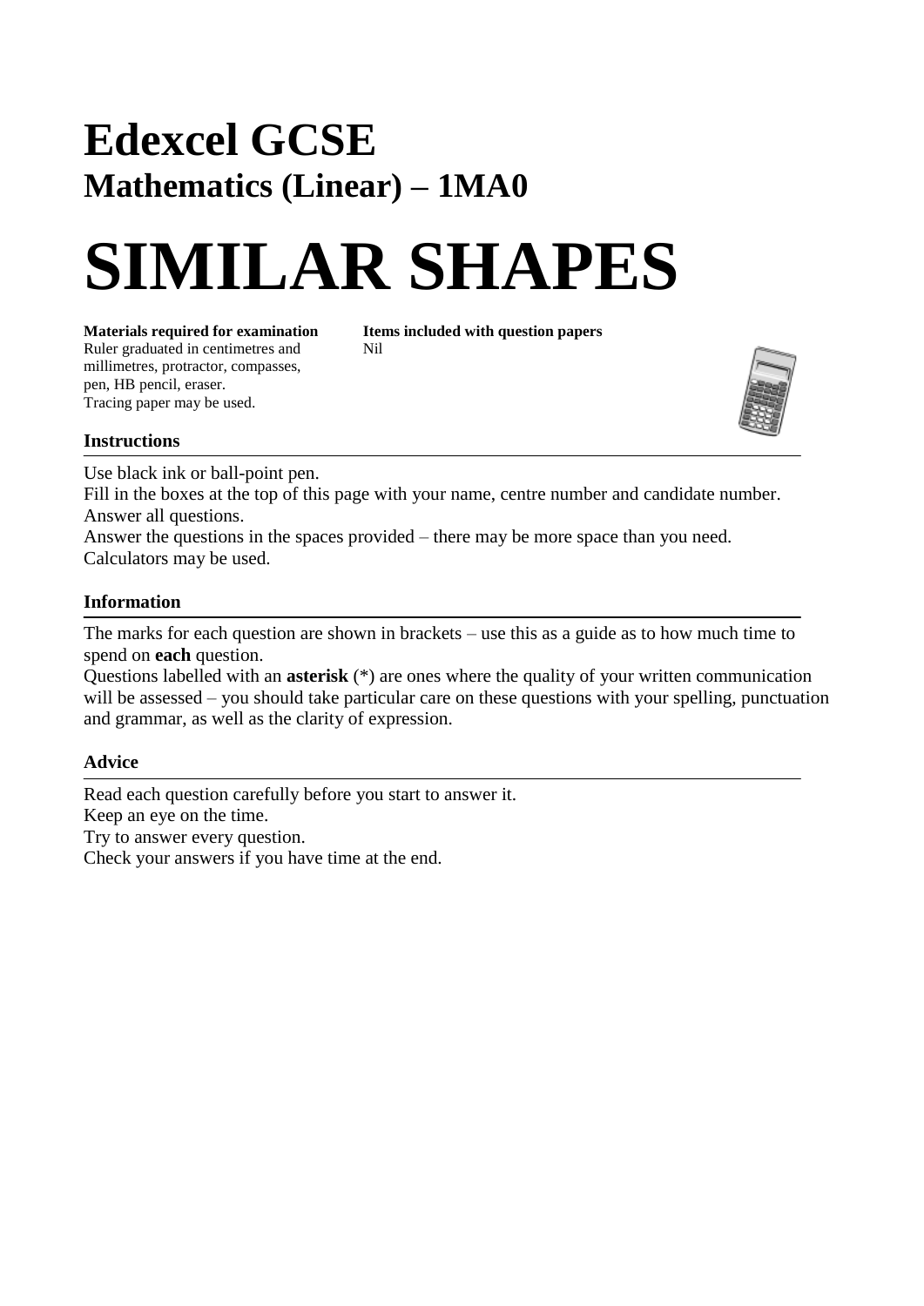# Edexcel GCSE

## Mathematics (Linear) – 1MA0

# SIMILAR SHAPES

**Materials required for examination**
Ruler graduated in centimetres and millimetres, protractor, compasses, pen, HB pencil, eraser.
Tracing paper may be used.

**Items included with question papers**
Nil

### Instructions

Use black ink or ball-point pen.
Fill in the boxes at the top of this page with your name, centre number and candidate number.
Answer all questions.
Answer the questions in the spaces provided – there may be more space than you need.
Calculators may be used.

### Information

The marks for each question are shown in brackets – use this as a guide as to how much time to spend on **each** question.
Questions labelled with an **asterisk** (*) are ones where the quality of your written communication will be assessed – you should take particular care on these questions with your spelling, punctuation and grammar, as well as the clarity of expression.

### Advice

Read each question carefully before you start to answer it.
Keep an eye on the time.
Try to answer every question.
Check your answers if you have time at the end.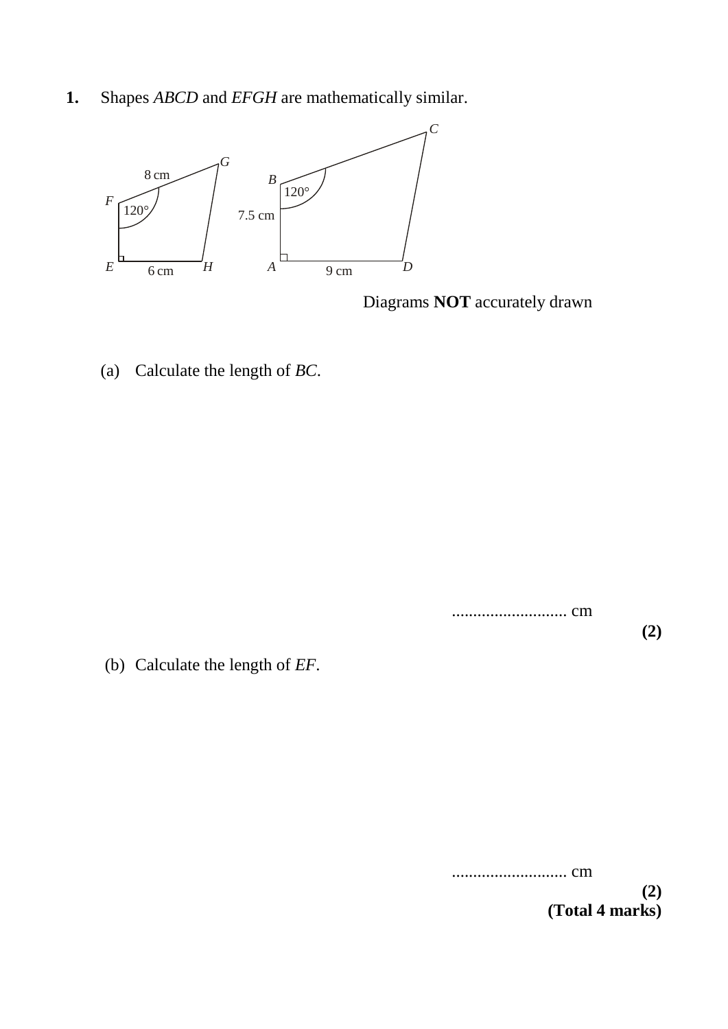**1.** Shapes *ABCD* and *EFGH* are mathematically similar.

Diagrams **NOT** accurately drawn

(a) Calculate the length of *BC*.

........................... cm

**(2)**

(b) Calculate the length of *EF*.

........................... cm

**(2)**

**(Total 4 marks)**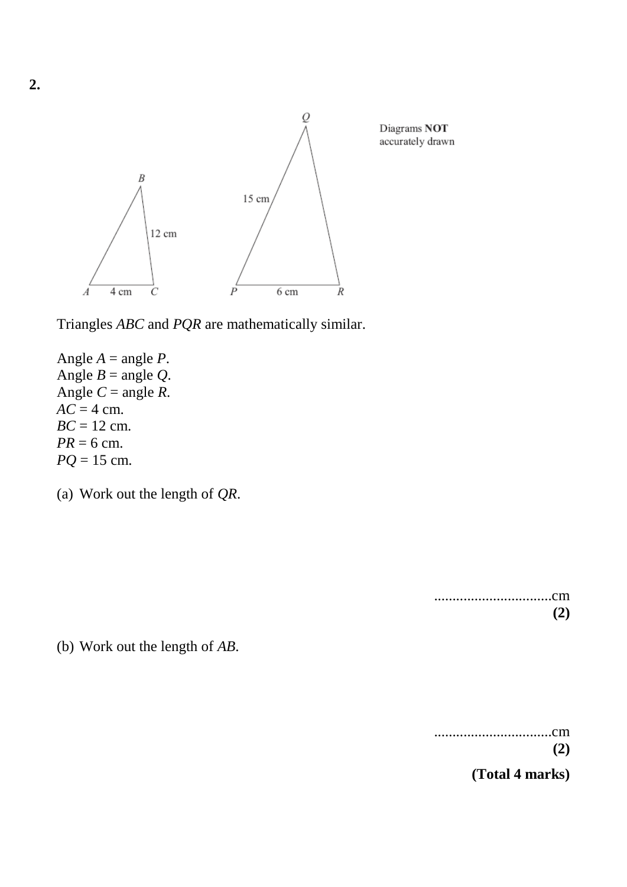**2.**

Diagrams **NOT** accurately drawn

Triangles *ABC* and *PQR* are mathematically similar.

Angle $A$ = angle $P$.
Angle $B$ = angle $Q$.
Angle $C$ = angle $R$.
$AC = 4$ cm.
$BC = 12$ cm.
$PR = 6$ cm.
$PQ = 15$ cm.

(a) Work out the length of *QR*.

................................cm
**(2)**

(b) Work out the length of *AB*.

................................cm
**(2)**

**(Total 4 marks)**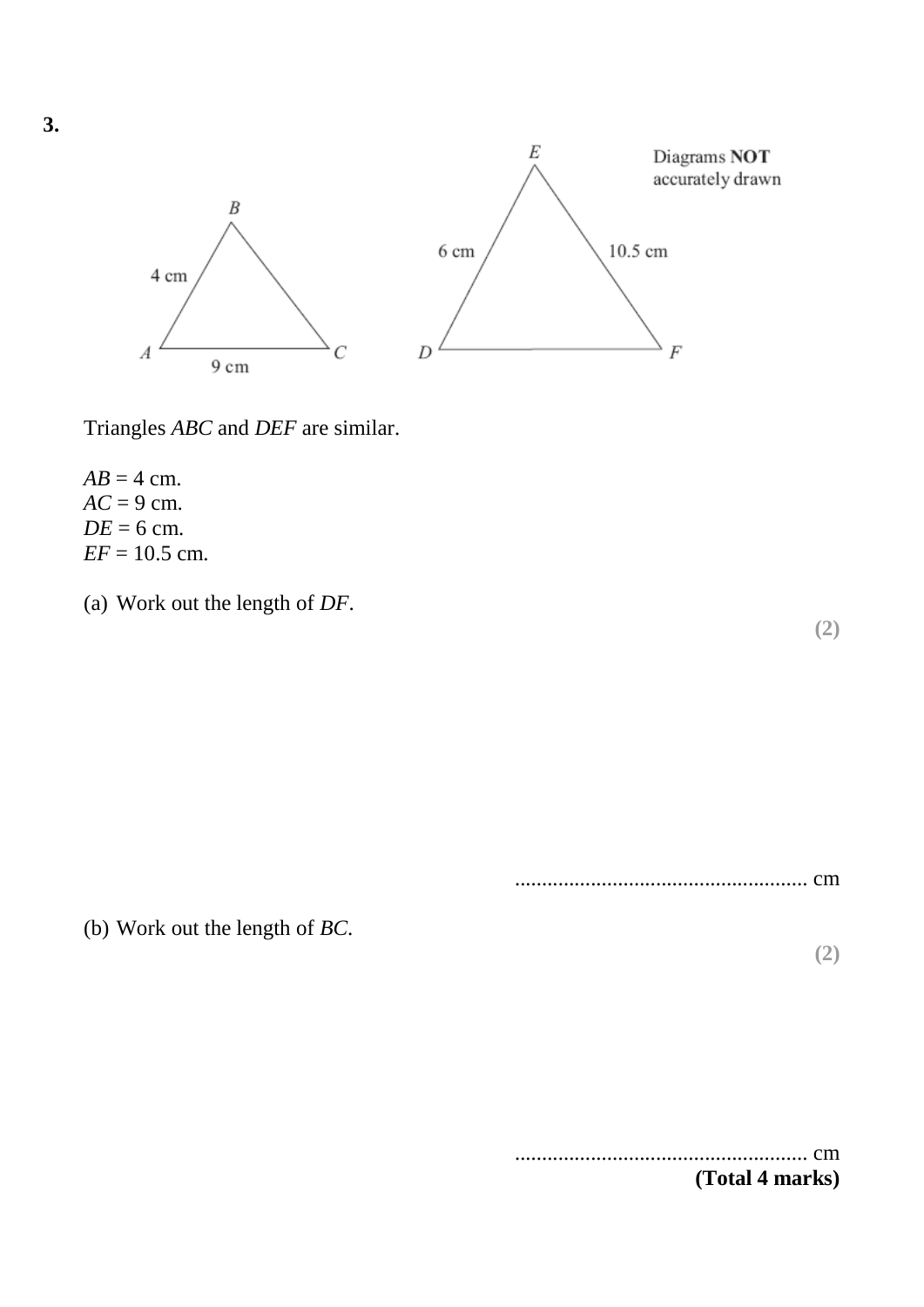**3.**

Diagrams **NOT** accurately drawn

Triangles *ABC* and *DEF* are similar.

$AB = 4$ cm.
$AC = 9$ cm.
$DE = 6$ cm.
$EF = 10.5$ cm.

(a) Work out the length of *DF*.

**(2)**

...................................................... cm

(b) Work out the length of *BC*.

**(2)**

...................................................... cm

**(Total 4 marks)**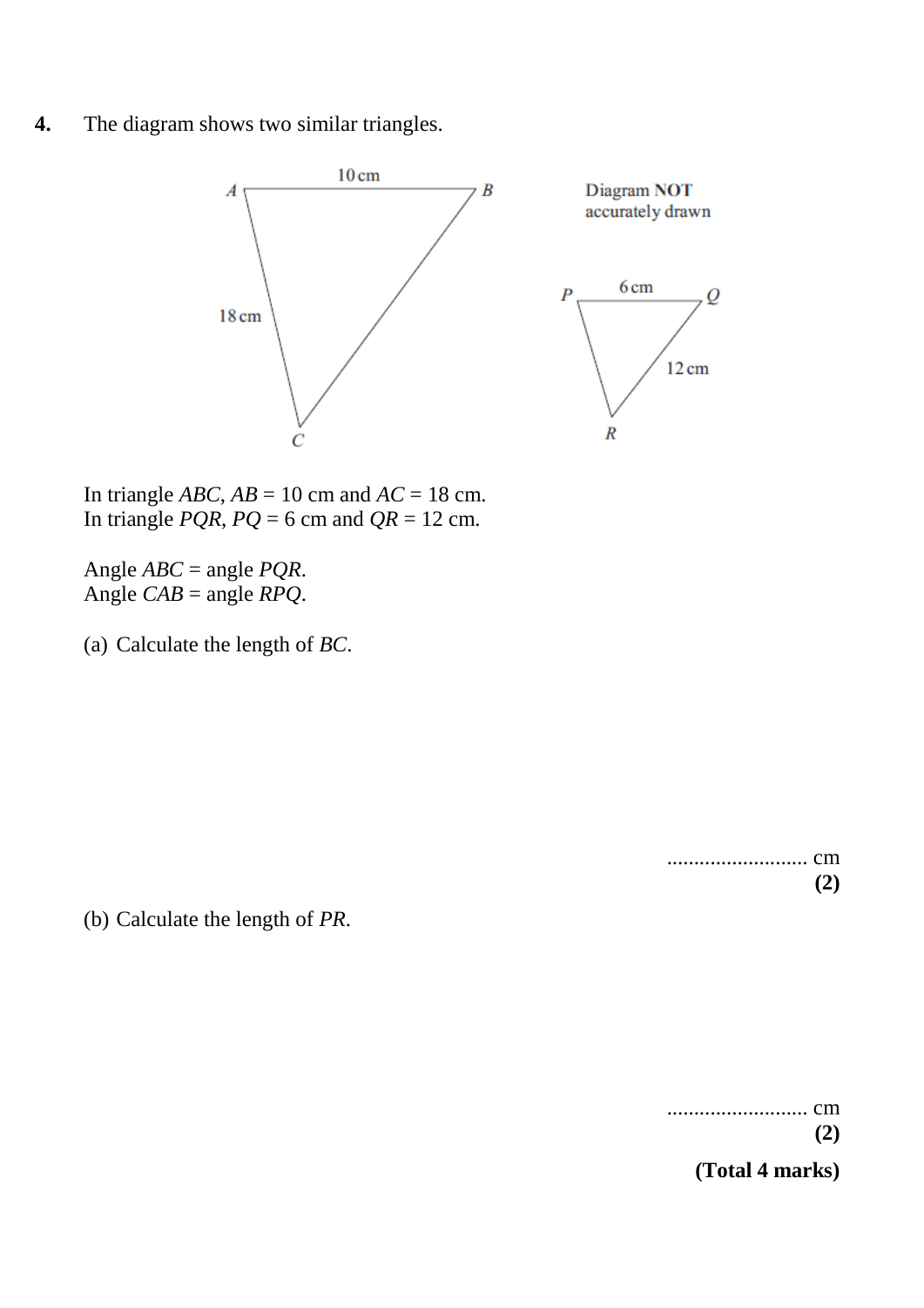**4.** The diagram shows two similar triangles.

Diagram **NOT** accurately drawn

In triangle $ABC$, $AB$ = 10 cm and $AC$ = 18 cm.
In triangle $PQR$, $PQ$ = 6 cm and $QR$ = 12 cm.

Angle $ABC$ = angle $PQR$.
Angle $CAB$ = angle $RPQ$.

(a) Calculate the length of $BC$.

.......................... cm
**(2)**

(b) Calculate the length of $PR$.

.......................... cm
**(2)**

**(Total 4 marks)**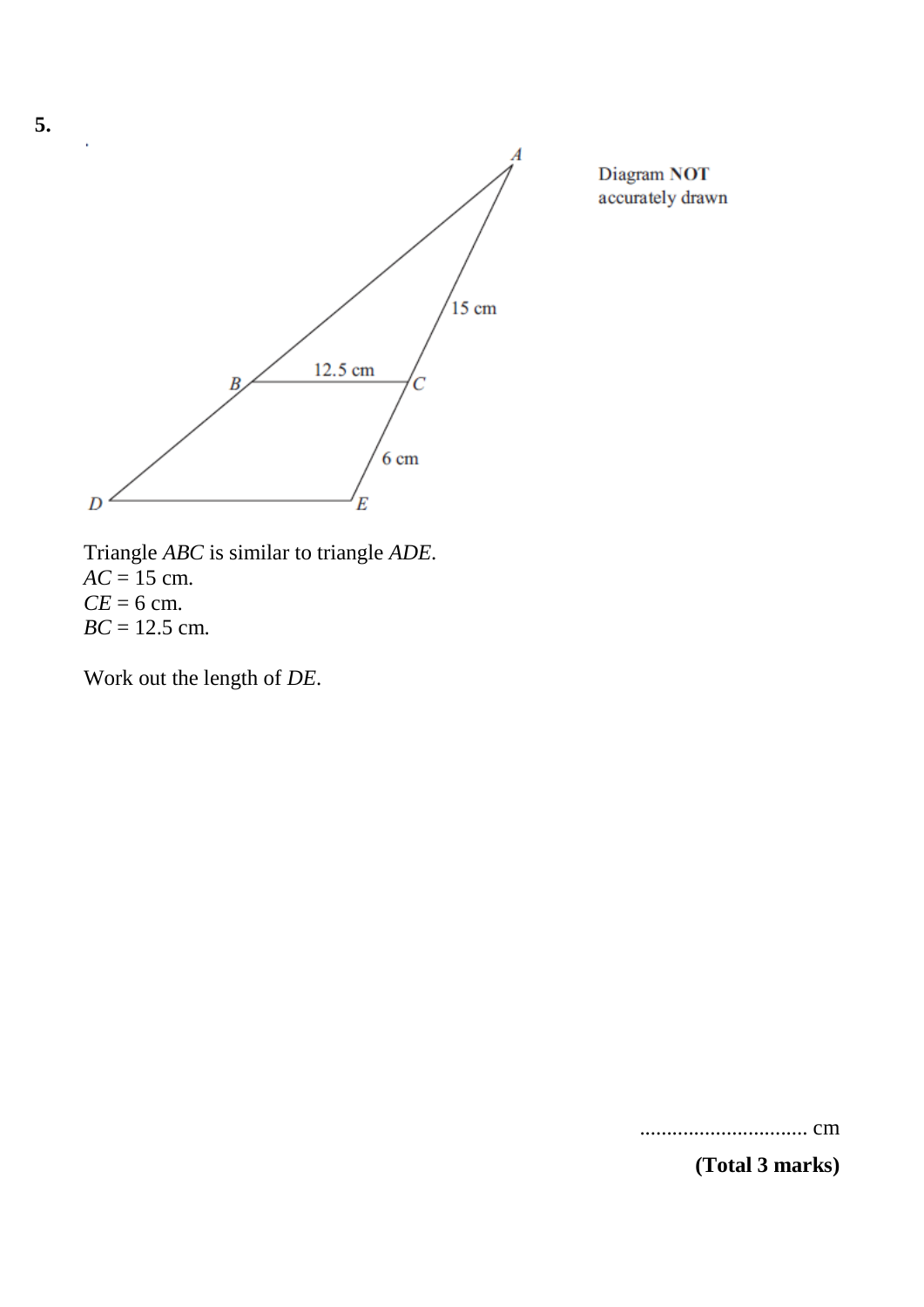**5.**

Diagram **NOT** accurately drawn

Triangle *ABC* is similar to triangle *ADE*.
$AC$ = 15 cm.
$CE$ = 6 cm.
$BC$ = 12.5 cm.

Work out the length of *DE*.

................................ cm

**(Total 3 marks)**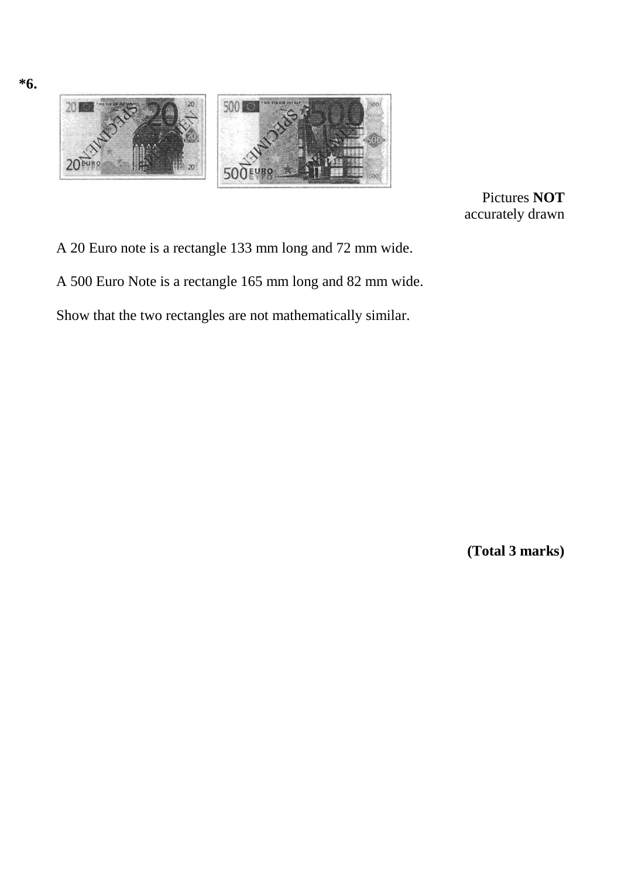**\*6.**

Pictures **NOT** accurately drawn

A 20 Euro note is a rectangle 133 mm long and 72 mm wide.

A 500 Euro Note is a rectangle 165 mm long and 82 mm wide.

Show that the two rectangles are not mathematically similar.

**(Total 3 marks)**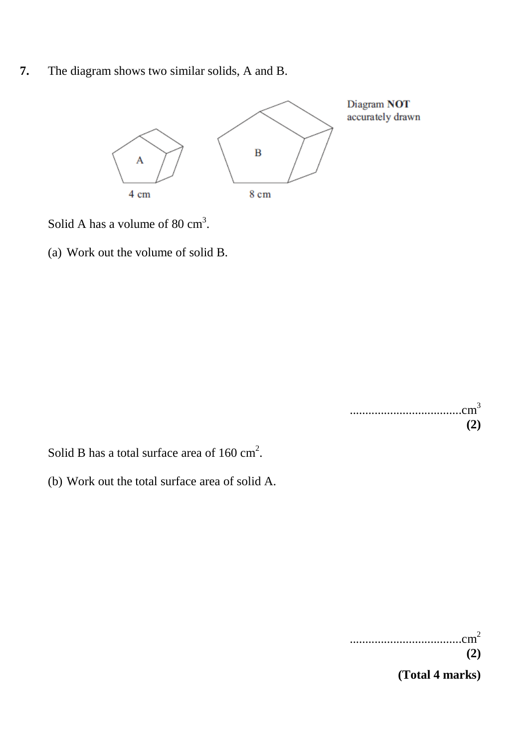**7.** The diagram shows two similar solids, A and B.

Diagram **NOT** accurately drawn

A

B

4 cm

8 cm

Solid A has a volume of 80 $cm^3$.

(a) Work out the volume of solid B.

.................................... $cm^3$
**(2)**

Solid B has a total surface area of 160 $cm^2$.

(b) Work out the total surface area of solid A.

.................................... $cm^2$
**(2)**

**(Total 4 marks)**